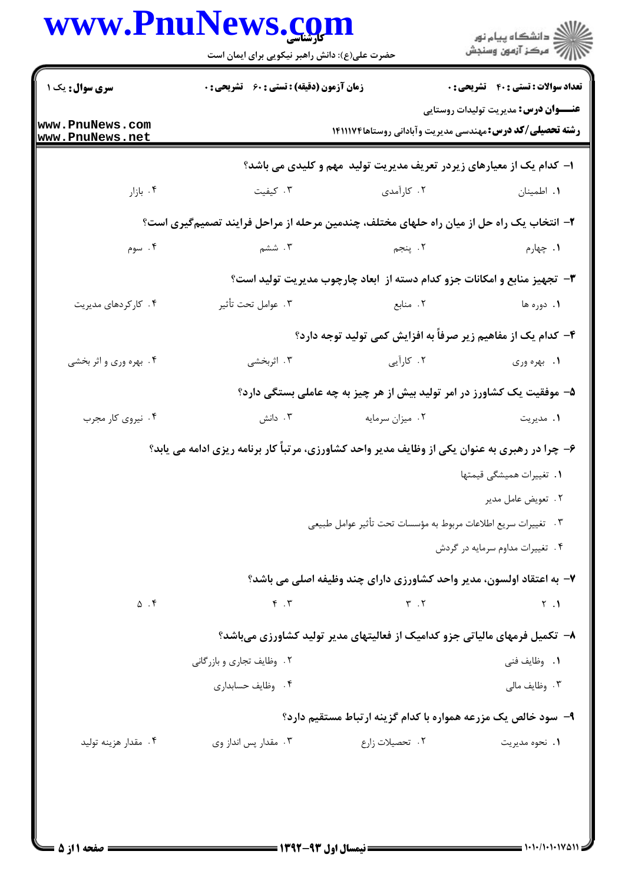**سری سوال:** یک ۱

**زمان آزمون (دقیقه) : تستی : ۶۰ تشریحی : ۰**

**تعداد سوالات : تستی : ۴۰ تشریحی : ۰**

**عنـــوان درس:** مدیریت تولیدات روستایی

**رشته تحصیلی/کد درس:** مهندسی مدیریت وآبادانی روستاها۱۴۱۱۱۷۴

۱- کدام یک از معیارهای زیردر تعریف مدیریت تولید مهم و کلیدی می باشد؟

۱. اطمینان  ۲. کارآمدی  ۳. کیفیت  ۴. بازار

۲- انتخاب یک راه حل از میان راه حلهای مختلف، چندمین مرحله از مراحل فرایند تصمیم‌گیری است؟

۱. چهارم  ۲. پنجم  ۳. ششم  ۴. سوم

۳- تجهیز منابع و امکانات جزو کدام دسته از ابعاد چارچوب مدیریت تولید است؟

۱. دوره ها  ۲. منابع  ۳. عوامل تحت تأثیر  ۴. کارکردهای مدیریت

۴- کدام یک از مفاهیم زیر صرفاً به افزایش کمی تولید توجه دارد؟

۱. بهره وری  ۲. کارآیی  ۳. اثربخشی  ۴. بهره وری و اثر بخشی

۵- موفقیت یک کشاورز در امر تولید بیش از هر چیز به چه عاملی بستگی دارد؟

۱. مدیریت  ۲. میزان سرمایه  ۳. دانش  ۴. نیروی کار مجرب

۶- چرا در رهبری به عنوان یکی از وظایف مدیر واحد کشاورزی، مرتباً کار برنامه ریزی ادامه می یابد؟

۱. تغییرات همیشگی قیمتها

۲. تعویض عامل مدیر

۳. تغییرات سریع اطلاعات مربوط به مؤسسات تحت تأثیر عوامل طبیعی

۴. تغییرات مداوم سرمایه در گردش

۷- به اعتقاد اولسون، مدیر واحد کشاورزی دارای چند وظیفه اصلی می باشد؟

۱. ۲  ۲. ۳  ۳. ۴  ۴. ۵

۸- تکمیل فرمهای مالیاتی جزو کدامیک از فعالیتهای مدیر تولید کشاورزی می‌باشد؟

۱. وظایف فنی  ۲. وظایف تجاری و بازرگانی  ۳. وظایف مالی  ۴. وظایف حسابداری

۹- سود خالص یک مزرعه همواره با کدام گزینه ارتباط مستقیم دارد؟

۱. نحوه مدیریت  ۲. تحصیلات زارع  ۳. مقدار پس انداز وی  ۴. مقدار هزینه تولید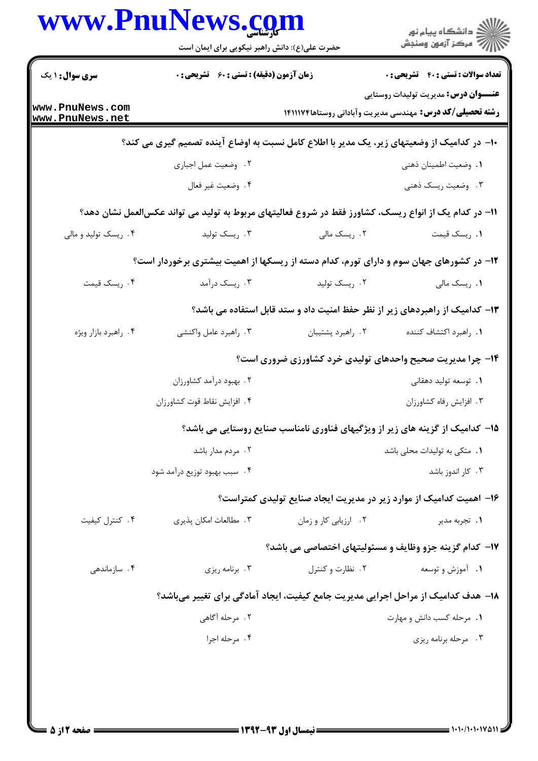سری سوال: ۱ یک

زمان آزمون (دقیقه) : تستی : ۶۰ تشریحی : ۰

تعداد سوالات : تستی : ۴۰ تشریحی : ۰

**عنـــوان درس:** مدیریت تولیدات روستایی

**رشته تحصیلی/کد درس:** مهندسی مدیریت وآبادانی روستاها۱۴۱۱۱۷۴

**۱۰- در کدامیک از وضعیتهای زیر، یک مدیر با اطلاع کامل نسبت به اوضاع آینده تصمیم گیری می کند؟**

۱. وضعیت اطمینان ذهنی

۲. وضعیت عمل اجباری

۳. وضعیت ریسک ذهنی

۴. وضعیت غیر فعال

**۱۱- در کدام یک از انواع ریسک، کشاورز فقط در شروع فعالیتهای مربوط به تولید می تواند عکس‌العمل نشان دهد؟**

۱. ریسک قیمت

۲. ریسک مالی

۳. ریسک تولید

۴. ریسک تولید و مالی

**۱۲- در کشورهای جهان سوم و دارای تورم، کدام دسته از ریسکها از اهمیت بیشتری برخوردار است؟**

۱. ریسک مالی

۲. ریسک تولید

۳. ریسک درآمد

۴. ریسک قیمت

**۱۳- کدامیک از راهبردهای زیر از نظر حفظ امنیت داد و ستد قابل استفاده می باشد؟**

۱. راهبرد اکتشاف کننده

۲. راهبرد پشتیبان

۳. راهبرد عامل واکنشی

۴. راهبرد بازار ویژه

**۱۴- چرا مدیریت صحیح واحدهای تولیدی خرد کشاورزی ضروری است؟**

۱. توسعه تولید دهقانی

۲. بهبود درآمد کشاورزان

۳. افزایش رفاه کشاورزان

۴. افزایش نقاط قوت کشاورزان

**۱۵- کدامیک از گزینه های زیر از ویژگیهای فناوری نامناسب صنایع روستایی می باشد؟**

۱. متکی به تولیدات محلی باشد

۲. مردم مدار باشد

۳. کار اندوز باشد

۴. سبب بهبود توزیع درآمد شود

**۱۶- اهمیت کدامیک از موارد زیر در مدیریت ایجاد صنایع تولیدی کمتراست؟**

۱. تجربه مدیر

۲. ارزیابی کار و زمان

۳. مطالعات امکان پذیری

۴. کنترل کیفیت

**۱۷- کدام گزینه جزو وظایف و مسئولیتهای اختصاصی می باشد؟**

۱. آموزش و توسعه

۲. نظارت و کنترل

۳. برنامه ریزی

۴. سازماندهی

**۱۸- هدف کدامیک از مراحل اجرایی مدیریت جامع کیفیت، ایجاد آمادگی برای تغییر می‌باشد؟**

۱. مرحله کسب دانش و مهارت

۲. مرحله آگاهی

۳. مرحله برنامه ریزی

۴. مرحله اجرا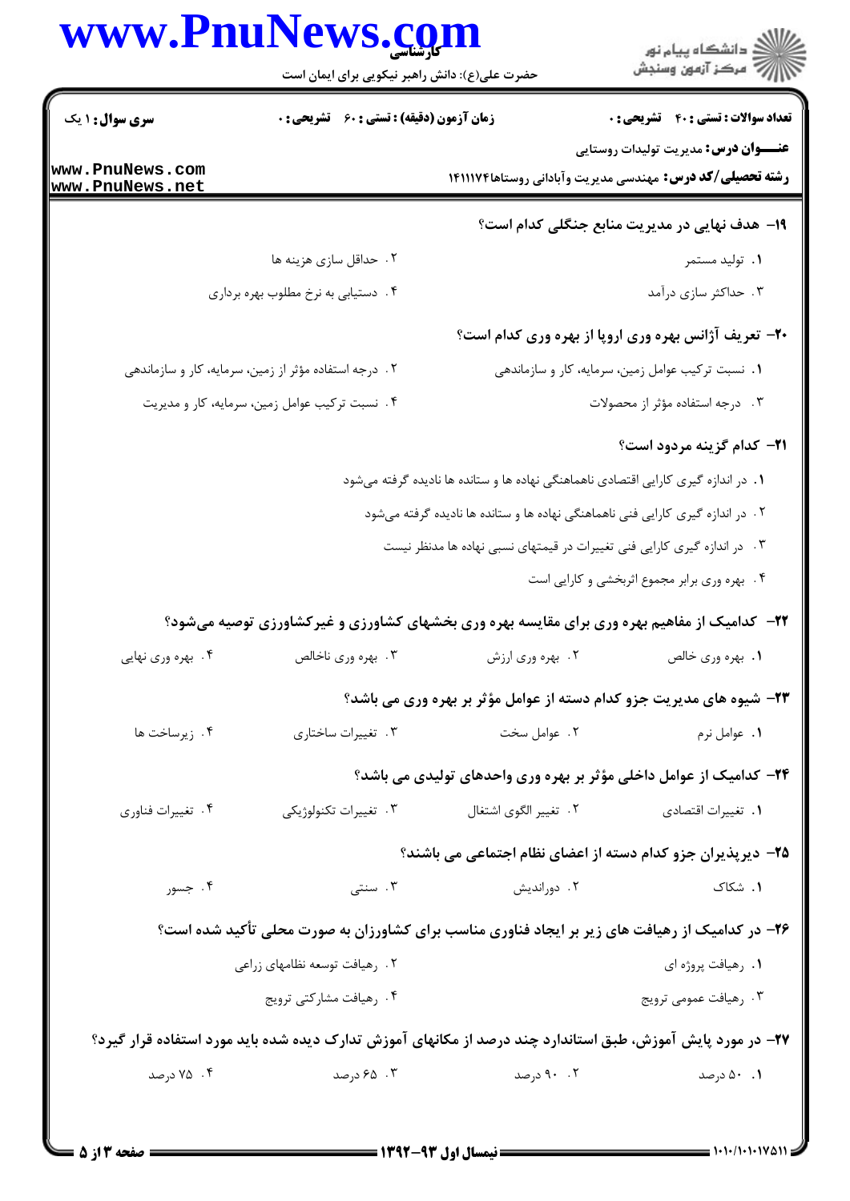**سری سوال:** ۱ یک

**زمان آزمون (دقیقه) : تستی :** ۶۰ **تشریحی :** ۰

**تعداد سوالات : تستی :** ۴۰ **تشریحی :** ۰

**عنـــوان درس:** مدیریت تولیدات روستایی

**رشته تحصیلی/کد درس:** مهندسی مدیریت وآبادانی روستاها۱۴۱۱۱۷۴

**۱۹- هدف نهایی در مدیریت منابع جنگلی کدام است؟**

۱. تولید مستمر

۲. حداقل سازی هزینه ها

۳. حداکثر سازی درآمد

۴. دستیابی به نرخ مطلوب بهره برداری

**۲۰- تعریف آژانس بهره وری اروپا از بهره وری کدام است؟**

۱. نسبت ترکیب عوامل زمین، سرمایه، کار و سازماندهی

۲. درجه استفاده مؤثر از زمین، سرمایه، کار و سازماندهی

۳. درجه استفاده مؤثر از محصولات

۴. نسبت ترکیب عوامل زمین، سرمایه، کار و مدیریت

**۲۱- کدام گزینه مردود است؟**

۱. در اندازه گیری کارایی اقتصادی ناهماهنگی نهاده ها و ستانده ها نادیده گرفته می‌شود

۲. در اندازه گیری کارایی فنی ناهماهنگی نهاده ها و ستانده ها نادیده گرفته می‌شود

۳. در اندازه گیری کارایی فنی تغییرات در قیمتهای نسبی نهاده ها مدنظر نیست

۴. بهره وری برابر مجموع اثربخشی و کارایی است

**۲۲- کدامیک از مفاهیم بهره وری برای مقایسه بهره وری بخشهای کشاورزی و غیرکشاورزی توصیه می‌شود؟**

۱. بهره وری خالص

۲. بهره وری ارزش

۳. بهره وری ناخالص

۴. بهره وری نهایی

**۲۳- شیوه های مدیریت جزو کدام دسته از عوامل مؤثر بر بهره وری می باشد؟**

۱. عوامل نرم

۲. عوامل سخت

۳. تغییرات ساختاری

۴. زیرساخت ها

**۲۴- کدامیک از عوامل داخلی مؤثر بر بهره وری واحدهای تولیدی می باشد؟**

۱. تغییرات اقتصادی

۲. تغییر الگوی اشتغال

۳. تغییرات تکنولوژیکی

۴. تغییرات فناوری

**۲۵- دیرپذیران جزو کدام دسته از اعضای نظام اجتماعی می باشند؟**

۱. شکاک

۲. دوراندیش

۳. سنتی

۴. جسور

**۲۶- در کدامیک از رهیافت های زیر بر ایجاد فناوری مناسب برای کشاورزان به صورت محلی تأکید شده است؟**

۱. رهیافت پروژه ای

۲. رهیافت توسعه نظامهای زراعی

۳. رهیافت عمومی ترویج

۴. رهیافت مشارکتی ترویج

**۲۷- در مورد پایش آموزش، طبق استاندارد چند درصد از مکانهای آموزش تدارک دیده شده باید مورد استفاده قرار گیرد؟**

۱. ۵۰ درصد

۲. ۹۰ درصد

۳. ۶۵ درصد

۴. ۷۵ درصد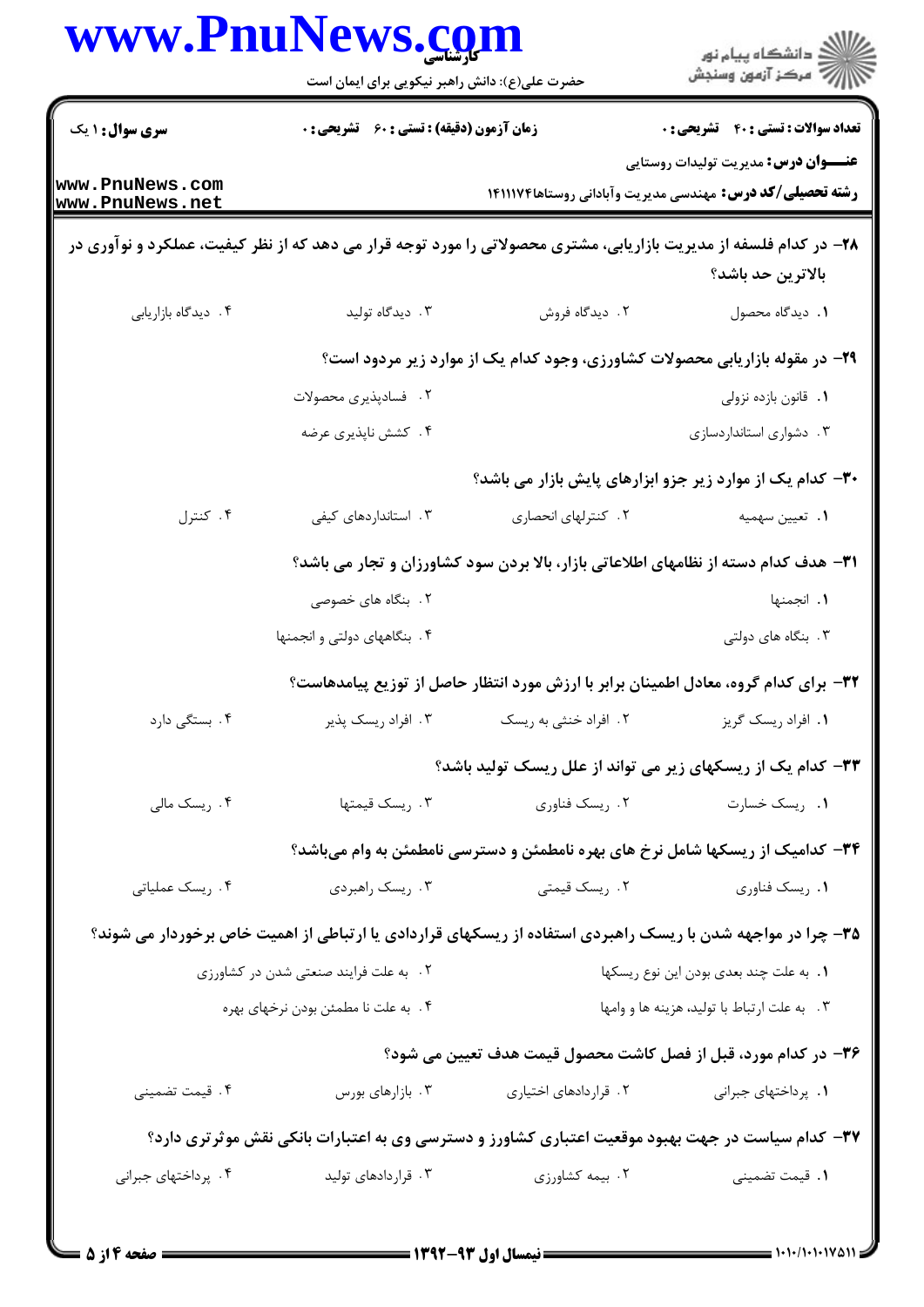**سری سؤال:** ۱ یک | **زمان آزمون (دقیقه) : تستی :** ۶۰ **تشریحی :** ۰ | **تعداد سوالات : تستی :** ۴۰ **تشریحی :** ۰

**عنـــوان درس:** مدیریت تولیدات روستایی

**رشته تحصیلی/کد درس:** مهندسی مدیریت وآبادانی روستاها۱۴۱۱۱۷۴

**۲۸-** در کدام فلسفه از مدیریت بازاریابی، مشتری محصولاتی را مورد توجه قرار می دهد که از نظر کیفیت، عملکرد و نوآوری در بالاترین حد باشد؟

۱. دیدگاه محصول
۲. دیدگاه فروش
۳. دیدگاه تولید
۴. دیدگاه بازاریابی

**۲۹-** در مقوله بازاریابی محصولات کشاورزی، وجود کدام یک از موارد زیر مردود است؟

۱. قانون بازده نزولی
۲. فسادپذیری محصولات
۳. دشواری استانداردسازی
۴. کشش ناپذیری عرضه

**۳۰-** کدام یک از موارد زیر جزو ابزارهای پایش بازار می باشد؟

۱. تعیین سهمیه
۲. کنترلهای انحصاری
۳. استانداردهای کیفی
۴. کنترل

**۳۱-** هدف کدام دسته از نظامهای اطلاعاتی بازار، بالا بردن سود کشاورزان و تجار می باشد؟

۱. انجمنها
۲. بنگاه های خصوصی
۳. بنگاه های دولتی
۴. بنگاههای دولتی و انجمنها

**۳۲-** برای کدام گروه، معادل اطمینان برابر با ارزش مورد انتظار حاصل از توزیع پیامدهاست؟

۱. افراد ریسک گریز
۲. افراد خنثی به ریسک
۳. افراد ریسک پذیر
۴. بستگی دارد

**۳۳-** کدام یک از ریسکهای زیر می تواند از علل ریسک تولید باشد؟

۱. ریسک خسارت
۲. ریسک فناوری
۳. ریسک قیمتها
۴. ریسک مالی

**۳۴-** کدامیک از ریسکها شامل نرخ های بهره نامطمئن و دسترسی نامطمئن به وام می‌باشد؟

۱. ریسک فناوری
۲. ریسک قیمتی
۳. ریسک راهبردی
۴. ریسک عملیاتی

**۳۵-** چرا در مواجهه شدن با ریسک راهبردی استفاده از ریسکهای قراردادی یا ارتباطی از اهمیت خاص برخوردار می شوند؟

۱. به علت چند بعدی بودن این نوع ریسکها
۲. به علت فرایند صنعتی شدن در کشاورزی
۳. به علت ارتباط با تولید، هزینه ها و وامها
۴. به علت نا مطمئن بودن نرخهای بهره

**۳۶-** در کدام مورد، قبل از فصل کاشت محصول قیمت هدف تعیین می شود؟

۱. پرداختهای جبرانی
۲. قراردادهای اختیاری
۳. بازارهای بورس
۴. قیمت تضمینی

**۳۷-** کدام سیاست در جهت بهبود موقعیت اعتباری کشاورز و دسترسی وی به اعتبارات بانکی نقش موثرتری دارد؟

۱. قیمت تضمینی
۲. بیمه کشاورزی
۳. قراردادهای تولید
۴. پرداختهای جبرانی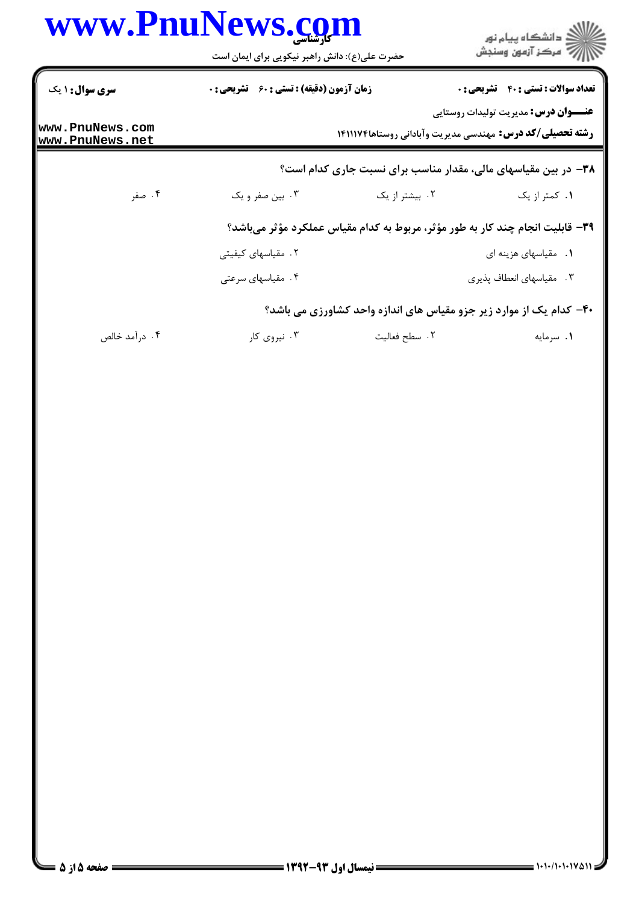**سری سوال:** ۱ یک | **زمان آزمون (دقیقه) : تستی :** ۶۰ **تشریحی :** ۰ | **تعداد سوالات : تستی :** ۴۰ **تشریحی :** ۰

**عنـــوان درس:** مدیریت تولیدات روستایی

**رشته تحصیلی/کد درس:** مهندسی مدیریت وآبادانی روستاها۱۴۱۱۱۷۴

**۳۸- در بین مقیاسهای مالی، مقدار مناسب برای نسبت جاری کدام است؟**

۱. کمتر از یک

۲. بیشتر از یک

۳. بین صفر و یک

۴. صفر

**۳۹- قابلیت انجام چند کار به طور مؤثر، مربوط به کدام مقیاس عملکرد مؤثر می‌باشد؟**

۱. مقیاسهای هزینه ای

۲. مقیاسهای کیفیتی

۳. مقیاسهای انعطاف پذیری

۴. مقیاسهای سرعتی

**۴۰- کدام یک از موارد زیر جزو مقیاس های اندازه واحد کشاورزی می باشد؟**

۱. سرمایه

۲. سطح فعالیت

۳. نیروی کار

۴. درآمد خالص